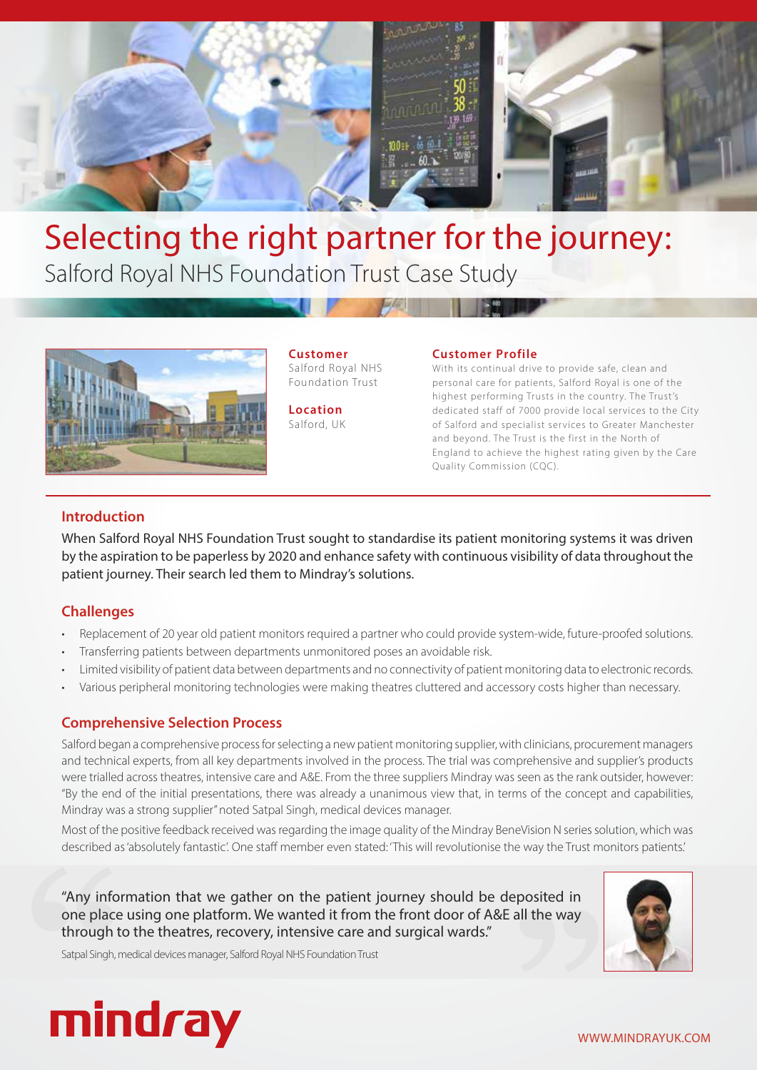# Selecting the right partner for the journey:

## Salford Royal NHS Foundation Trust Case Study

**Customer**
Salford Royal NHS Foundation Trust

**Location**
Salford, UK

**Customer Profile**
With its continual drive to provide safe, clean and personal care for patients, Salford Royal is one of the highest performing Trusts in the country. The Trust's dedicated staff of 7000 provide local services to the City of Salford and specialist services to Greater Manchester and beyond. The Trust is the first in the North of England to achieve the highest rating given by the Care Quality Commission (CQC).

### Introduction

When Salford Royal NHS Foundation Trust sought to standardise its patient monitoring systems it was driven by the aspiration to be paperless by 2020 and enhance safety with continuous visibility of data throughout the patient journey. Their search led them to Mindray's solutions.

### Challenges

- Replacement of 20 year old patient monitors required a partner who could provide system-wide, future-proofed solutions.
- Transferring patients between departments unmonitored poses an avoidable risk.
- Limited visibility of patient data between departments and no connectivity of patient monitoring data to electronic records.
- Various peripheral monitoring technologies were making theatres cluttered and accessory costs higher than necessary.

### Comprehensive Selection Process

Salford began a comprehensive process for selecting a new patient monitoring supplier, with clinicians, procurement managers and technical experts, from all key departments involved in the process. The trial was comprehensive and supplier's products were trialled across theatres, intensive care and A&E. From the three suppliers Mindray was seen as the rank outsider, however: "By the end of the initial presentations, there was already a unanimous view that, in terms of the concept and capabilities, Mindray was a strong supplier" noted Satpal Singh, medical devices manager.

Most of the positive feedback received was regarding the image quality of the Mindray BeneVision N series solution, which was described as 'absolutely fantastic'. One staff member even stated: 'This will revolutionise the way the Trust monitors patients.'

> "Any information that we gather on the patient journey should be deposited in one place using one platform. We wanted it from the front door of A&E all the way through to the theatres, recovery, intensive care and surgical wards."
>
> Satpal Singh, medical devices manager, Salford Royal NHS Foundation Trust

mindray

WWW.MINDRAYUK.COM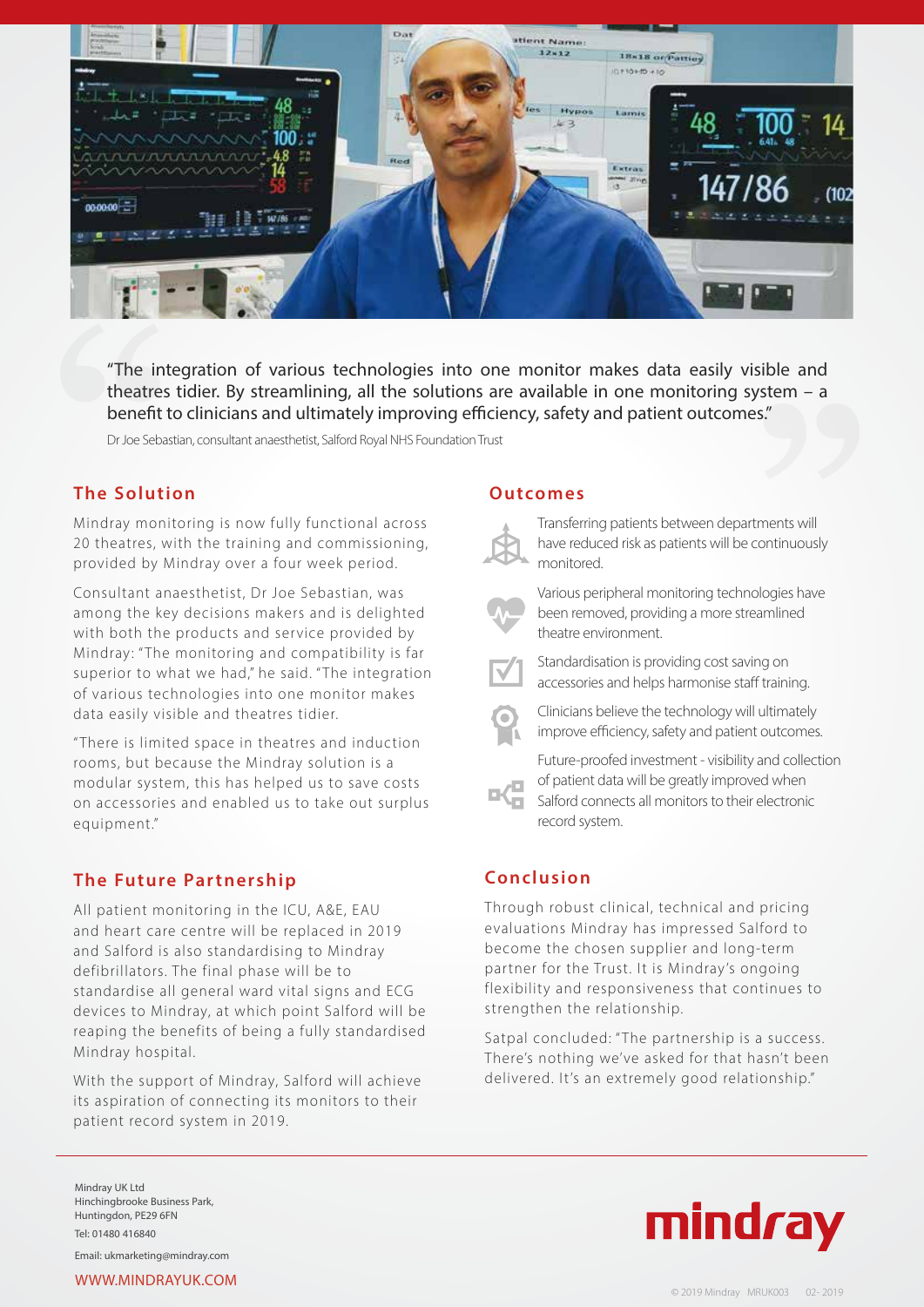"The integration of various technologies into one monitor makes data easily visible and theatres tidier. By streamlining, all the solutions are available in one monitoring system – a benefit to clinicians and ultimately improving efficiency, safety and patient outcomes."

Dr Joe Sebastian, consultant anaesthetist, Salford Royal NHS Foundation Trust

## The Solution

Mindray monitoring is now fully functional across 20 theatres, with the training and commissioning, provided by Mindray over a four week period.

Consultant anaesthetist, Dr Joe Sebastian, was among the key decisions makers and is delighted with both the products and service provided by Mindray: "The monitoring and compatibility is far superior to what we had," he said. "The integration of various technologies into one monitor makes data easily visible and theatres tidier.

"There is limited space in theatres and induction rooms, but because the Mindray solution is a modular system, this has helped us to save costs on accessories and enabled us to take out surplus equipment."

## The Future Partnership

All patient monitoring in the ICU, A&E, EAU and heart care centre will be replaced in 2019 and Salford is also standardising to Mindray defibrillators. The final phase will be to standardise all general ward vital signs and ECG devices to Mindray, at which point Salford will be reaping the benefits of being a fully standardised Mindray hospital.

With the support of Mindray, Salford will achieve its aspiration of connecting its monitors to their patient record system in 2019.

## Outcomes

- Transferring patients between departments will have reduced risk as patients will be continuously monitored.
- Various peripheral monitoring technologies have been removed, providing a more streamlined theatre environment.
- Standardisation is providing cost saving on accessories and helps harmonise staff training.
- Clinicians believe the technology will ultimately improve efficiency, safety and patient outcomes.
- Future-proofed investment - visibility and collection of patient data will be greatly improved when Salford connects all monitors to their electronic record system.

## Conclusion

Through robust clinical, technical and pricing evaluations Mindray has impressed Salford to become the chosen supplier and long-term partner for the Trust. It is Mindray's ongoing flexibility and responsiveness that continues to strengthen the relationship.

Satpal concluded: "The partnership is a success. There's nothing we've asked for that hasn't been delivered. It's an extremely good relationship."

Mindray UK Ltd
Hinchingbrooke Business Park,
Huntingdon, PE29 6FN
Tel: 01480 416840
Email: ukmarketing@mindray.com
WWW.MINDRAYUK.COM

mindray

© 2019 Mindray MRUK003 02- 2019